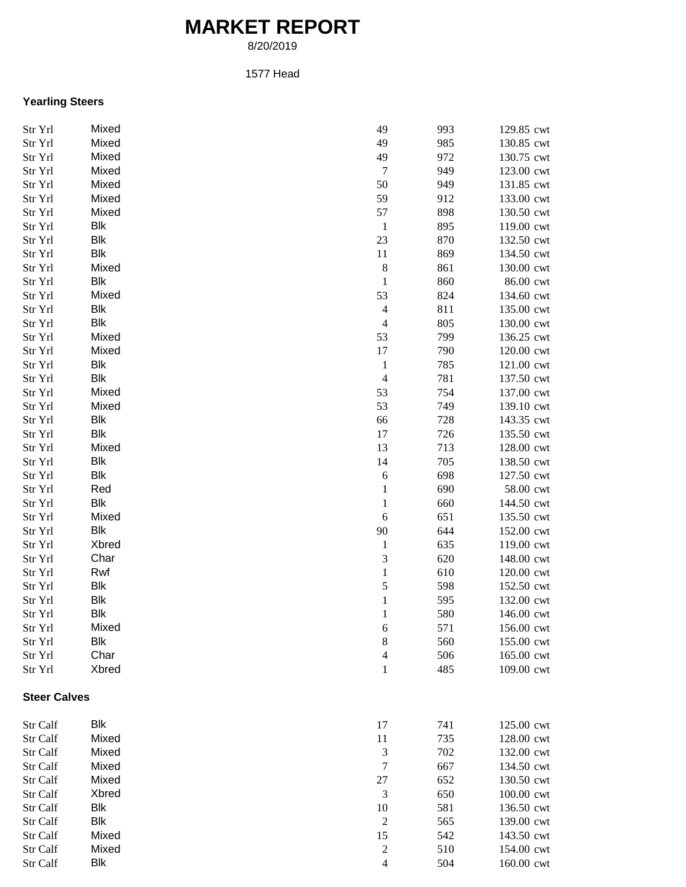# MARKET REPORT

8/20/2019

1577 Head

### Yearling Steers

| | | | | |
|---|---|---|---|---|
| Str Yrl | Mixed | 49 | 993 | 129.85 cwt |
| Str Yrl | Mixed | 49 | 985 | 130.85 cwt |
| Str Yrl | Mixed | 49 | 972 | 130.75 cwt |
| Str Yrl | Mixed | 7 | 949 | 123.00 cwt |
| Str Yrl | Mixed | 50 | 949 | 131.85 cwt |
| Str Yrl | Mixed | 59 | 912 | 133.00 cwt |
| Str Yrl | Mixed | 57 | 898 | 130.50 cwt |
| Str Yrl | Blk | 1 | 895 | 119.00 cwt |
| Str Yrl | Blk | 23 | 870 | 132.50 cwt |
| Str Yrl | Blk | 11 | 869 | 134.50 cwt |
| Str Yrl | Mixed | 8 | 861 | 130.00 cwt |
| Str Yrl | Blk | 1 | 860 | 86.00 cwt |
| Str Yrl | Mixed | 53 | 824 | 134.60 cwt |
| Str Yrl | Blk | 4 | 811 | 135.00 cwt |
| Str Yrl | Blk | 4 | 805 | 130.00 cwt |
| Str Yrl | Mixed | 53 | 799 | 136.25 cwt |
| Str Yrl | Mixed | 17 | 790 | 120.00 cwt |
| Str Yrl | Blk | 1 | 785 | 121.00 cwt |
| Str Yrl | Blk | 4 | 781 | 137.50 cwt |
| Str Yrl | Mixed | 53 | 754 | 137.00 cwt |
| Str Yrl | Mixed | 53 | 749 | 139.10 cwt |
| Str Yrl | Blk | 66 | 728 | 143.35 cwt |
| Str Yrl | Blk | 17 | 726 | 135.50 cwt |
| Str Yrl | Mixed | 13 | 713 | 128.00 cwt |
| Str Yrl | Blk | 14 | 705 | 138.50 cwt |
| Str Yrl | Blk | 6 | 698 | 127.50 cwt |
| Str Yrl | Red | 1 | 690 | 58.00 cwt |
| Str Yrl | Blk | 1 | 660 | 144.50 cwt |
| Str Yrl | Mixed | 6 | 651 | 135.50 cwt |
| Str Yrl | Blk | 90 | 644 | 152.00 cwt |
| Str Yrl | Xbred | 1 | 635 | 119.00 cwt |
| Str Yrl | Char | 3 | 620 | 148.00 cwt |
| Str Yrl | Rwf | 1 | 610 | 120.00 cwt |
| Str Yrl | Blk | 5 | 598 | 152.50 cwt |
| Str Yrl | Blk | 1 | 595 | 132.00 cwt |
| Str Yrl | Blk | 1 | 580 | 146.00 cwt |
| Str Yrl | Mixed | 6 | 571 | 156.00 cwt |
| Str Yrl | Blk | 8 | 560 | 155.00 cwt |
| Str Yrl | Char | 4 | 506 | 165.00 cwt |
| Str Yrl | Xbred | 1 | 485 | 109.00 cwt |

### Steer Calves

| | | | | |
|---|---|---|---|---|
| Str Calf | Blk | 17 | 741 | 125.00 cwt |
| Str Calf | Mixed | 11 | 735 | 128.00 cwt |
| Str Calf | Mixed | 3 | 702 | 132.00 cwt |
| Str Calf | Mixed | 7 | 667 | 134.50 cwt |
| Str Calf | Mixed | 27 | 652 | 130.50 cwt |
| Str Calf | Xbred | 3 | 650 | 100.00 cwt |
| Str Calf | Blk | 10 | 581 | 136.50 cwt |
| Str Calf | Blk | 2 | 565 | 139.00 cwt |
| Str Calf | Mixed | 15 | 542 | 143.50 cwt |
| Str Calf | Mixed | 2 | 510 | 154.00 cwt |
| Str Calf | Blk | 4 | 504 | 160.00 cwt |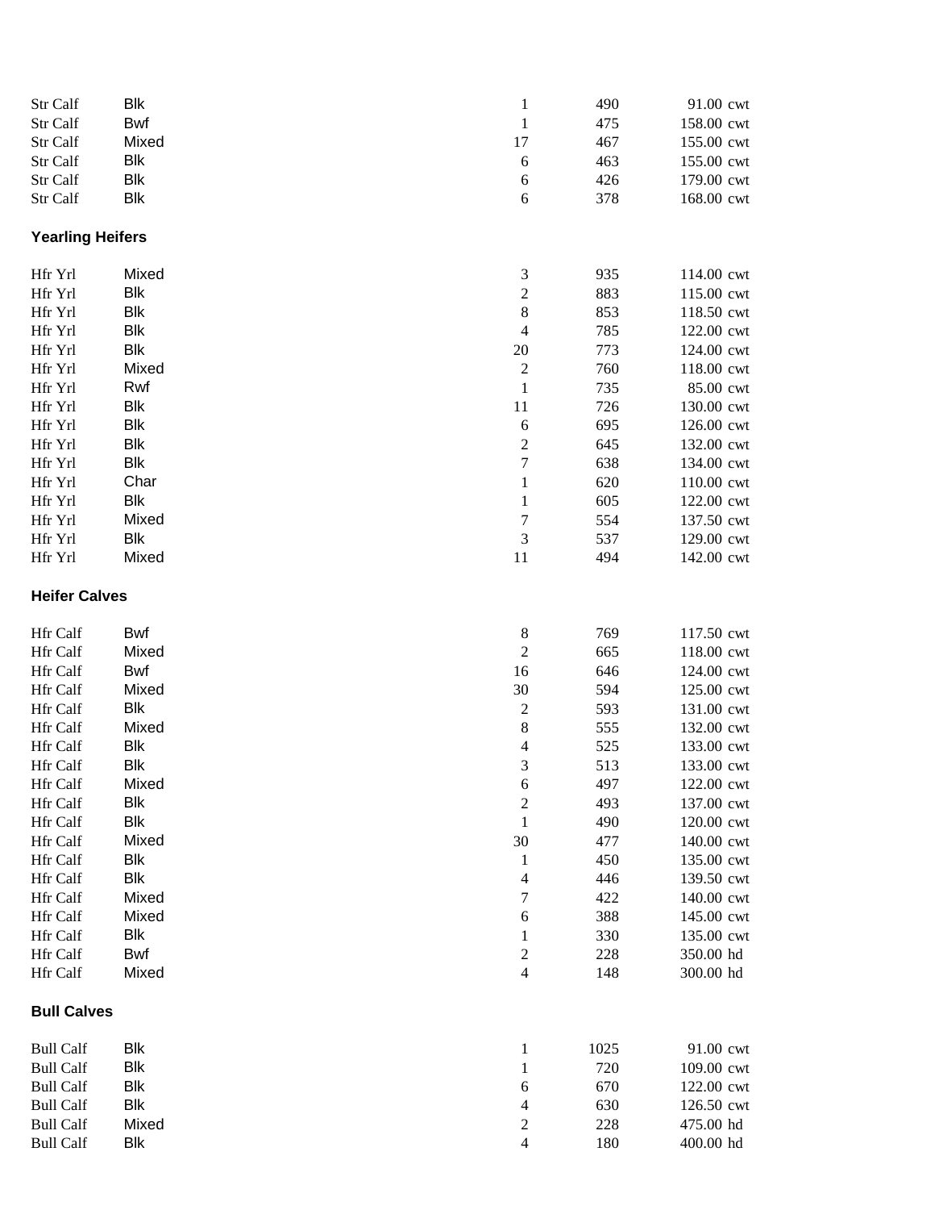| | | | | |
|---|---|---|---|---|
| Str Calf | Blk | 1 | 490 | 91.00 cwt |
| Str Calf | Bwf | 1 | 475 | 158.00 cwt |
| Str Calf | Mixed | 17 | 467 | 155.00 cwt |
| Str Calf | Blk | 6 | 463 | 155.00 cwt |
| Str Calf | Blk | 6 | 426 | 179.00 cwt |
| Str Calf | Blk | 6 | 378 | 168.00 cwt |

**Yearling Heifers**

| | | | | |
|---|---|---|---|---|
| Hfr Yrl | Mixed | 3 | 935 | 114.00 cwt |
| Hfr Yrl | Blk | 2 | 883 | 115.00 cwt |
| Hfr Yrl | Blk | 8 | 853 | 118.50 cwt |
| Hfr Yrl | Blk | 4 | 785 | 122.00 cwt |
| Hfr Yrl | Blk | 20 | 773 | 124.00 cwt |
| Hfr Yrl | Mixed | 2 | 760 | 118.00 cwt |
| Hfr Yrl | Rwf | 1 | 735 | 85.00 cwt |
| Hfr Yrl | Blk | 11 | 726 | 130.00 cwt |
| Hfr Yrl | Blk | 6 | 695 | 126.00 cwt |
| Hfr Yrl | Blk | 2 | 645 | 132.00 cwt |
| Hfr Yrl | Blk | 7 | 638 | 134.00 cwt |
| Hfr Yrl | Char | 1 | 620 | 110.00 cwt |
| Hfr Yrl | Blk | 1 | 605 | 122.00 cwt |
| Hfr Yrl | Mixed | 7 | 554 | 137.50 cwt |
| Hfr Yrl | Blk | 3 | 537 | 129.00 cwt |
| Hfr Yrl | Mixed | 11 | 494 | 142.00 cwt |

**Heifer Calves**

| | | | | |
|---|---|---|---|---|
| Hfr Calf | Bwf | 8 | 769 | 117.50 cwt |
| Hfr Calf | Mixed | 2 | 665 | 118.00 cwt |
| Hfr Calf | Bwf | 16 | 646 | 124.00 cwt |
| Hfr Calf | Mixed | 30 | 594 | 125.00 cwt |
| Hfr Calf | Blk | 2 | 593 | 131.00 cwt |
| Hfr Calf | Mixed | 8 | 555 | 132.00 cwt |
| Hfr Calf | Blk | 4 | 525 | 133.00 cwt |
| Hfr Calf | Blk | 3 | 513 | 133.00 cwt |
| Hfr Calf | Mixed | 6 | 497 | 122.00 cwt |
| Hfr Calf | Blk | 2 | 493 | 137.00 cwt |
| Hfr Calf | Blk | 1 | 490 | 120.00 cwt |
| Hfr Calf | Mixed | 30 | 477 | 140.00 cwt |
| Hfr Calf | Blk | 1 | 450 | 135.00 cwt |
| Hfr Calf | Blk | 4 | 446 | 139.50 cwt |
| Hfr Calf | Mixed | 7 | 422 | 140.00 cwt |
| Hfr Calf | Mixed | 6 | 388 | 145.00 cwt |
| Hfr Calf | Blk | 1 | 330 | 135.00 cwt |
| Hfr Calf | Bwf | 2 | 228 | 350.00 hd |
| Hfr Calf | Mixed | 4 | 148 | 300.00 hd |

**Bull Calves**

| | | | | |
|---|---|---|---|---|
| Bull Calf | Blk | 1 | 1025 | 91.00 cwt |
| Bull Calf | Blk | 1 | 720 | 109.00 cwt |
| Bull Calf | Blk | 6 | 670 | 122.00 cwt |
| Bull Calf | Blk | 4 | 630 | 126.50 cwt |
| Bull Calf | Mixed | 2 | 228 | 475.00 hd |
| Bull Calf | Blk | 4 | 180 | 400.00 hd |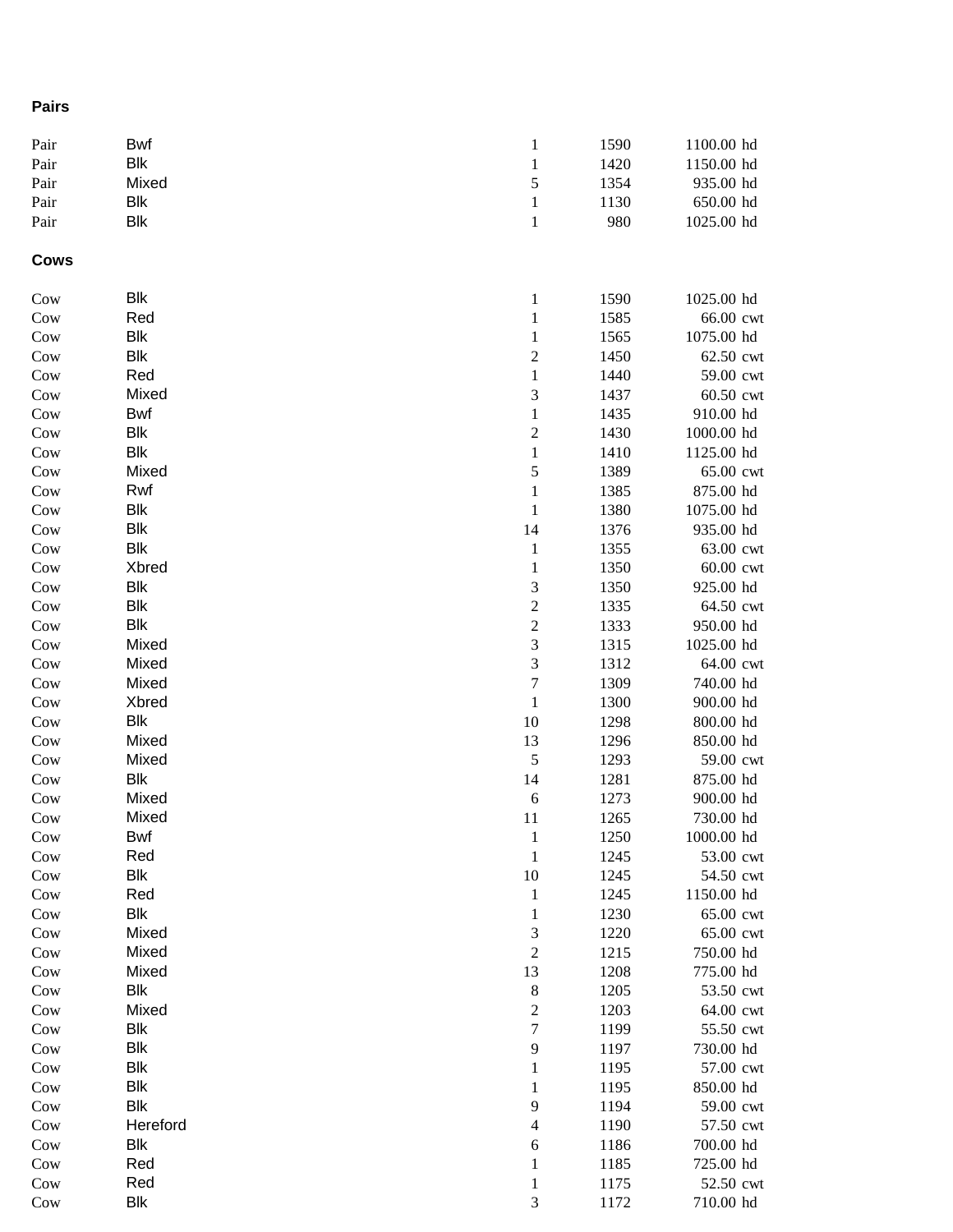**Pairs**

| | | | | | |
|---|---|---|---|---|---|
| Pair | Bwf | 1 | 1590 | 1100.00 | hd |
| Pair | Blk | 1 | 1420 | 1150.00 | hd |
| Pair | Mixed | 5 | 1354 | 935.00 | hd |
| Pair | Blk | 1 | 1130 | 650.00 | hd |
| Pair | Blk | 1 | 980 | 1025.00 | hd |

**Cows**

| | | | | | |
|---|---|---|---|---|---|
| Cow | Blk | 1 | 1590 | 1025.00 | hd |
| Cow | Red | 1 | 1585 | 66.00 | cwt |
| Cow | Blk | 1 | 1565 | 1075.00 | hd |
| Cow | Blk | 2 | 1450 | 62.50 | cwt |
| Cow | Red | 1 | 1440 | 59.00 | cwt |
| Cow | Mixed | 3 | 1437 | 60.50 | cwt |
| Cow | Bwf | 1 | 1435 | 910.00 | hd |
| Cow | Blk | 2 | 1430 | 1000.00 | hd |
| Cow | Blk | 1 | 1410 | 1125.00 | hd |
| Cow | Mixed | 5 | 1389 | 65.00 | cwt |
| Cow | Rwf | 1 | 1385 | 875.00 | hd |
| Cow | Blk | 1 | 1380 | 1075.00 | hd |
| Cow | Blk | 14 | 1376 | 935.00 | hd |
| Cow | Blk | 1 | 1355 | 63.00 | cwt |
| Cow | Xbred | 1 | 1350 | 60.00 | cwt |
| Cow | Blk | 3 | 1350 | 925.00 | hd |
| Cow | Blk | 2 | 1335 | 64.50 | cwt |
| Cow | Blk | 2 | 1333 | 950.00 | hd |
| Cow | Mixed | 3 | 1315 | 1025.00 | hd |
| Cow | Mixed | 3 | 1312 | 64.00 | cwt |
| Cow | Mixed | 7 | 1309 | 740.00 | hd |
| Cow | Xbred | 1 | 1300 | 900.00 | hd |
| Cow | Blk | 10 | 1298 | 800.00 | hd |
| Cow | Mixed | 13 | 1296 | 850.00 | hd |
| Cow | Mixed | 5 | 1293 | 59.00 | cwt |
| Cow | Blk | 14 | 1281 | 875.00 | hd |
| Cow | Mixed | 6 | 1273 | 900.00 | hd |
| Cow | Mixed | 11 | 1265 | 730.00 | hd |
| Cow | Bwf | 1 | 1250 | 1000.00 | hd |
| Cow | Red | 1 | 1245 | 53.00 | cwt |
| Cow | Blk | 10 | 1245 | 54.50 | cwt |
| Cow | Red | 1 | 1245 | 1150.00 | hd |
| Cow | Blk | 1 | 1230 | 65.00 | cwt |
| Cow | Mixed | 3 | 1220 | 65.00 | cwt |
| Cow | Mixed | 2 | 1215 | 750.00 | hd |
| Cow | Mixed | 13 | 1208 | 775.00 | hd |
| Cow | Blk | 8 | 1205 | 53.50 | cwt |
| Cow | Mixed | 2 | 1203 | 64.00 | cwt |
| Cow | Blk | 7 | 1199 | 55.50 | cwt |
| Cow | Blk | 9 | 1197 | 730.00 | hd |
| Cow | Blk | 1 | 1195 | 57.00 | cwt |
| Cow | Blk | 1 | 1195 | 850.00 | hd |
| Cow | Blk | 9 | 1194 | 59.00 | cwt |
| Cow | Hereford | 4 | 1190 | 57.50 | cwt |
| Cow | Blk | 6 | 1186 | 700.00 | hd |
| Cow | Red | 1 | 1185 | 725.00 | hd |
| Cow | Red | 1 | 1175 | 52.50 | cwt |
| Cow | Blk | 3 | 1172 | 710.00 | hd |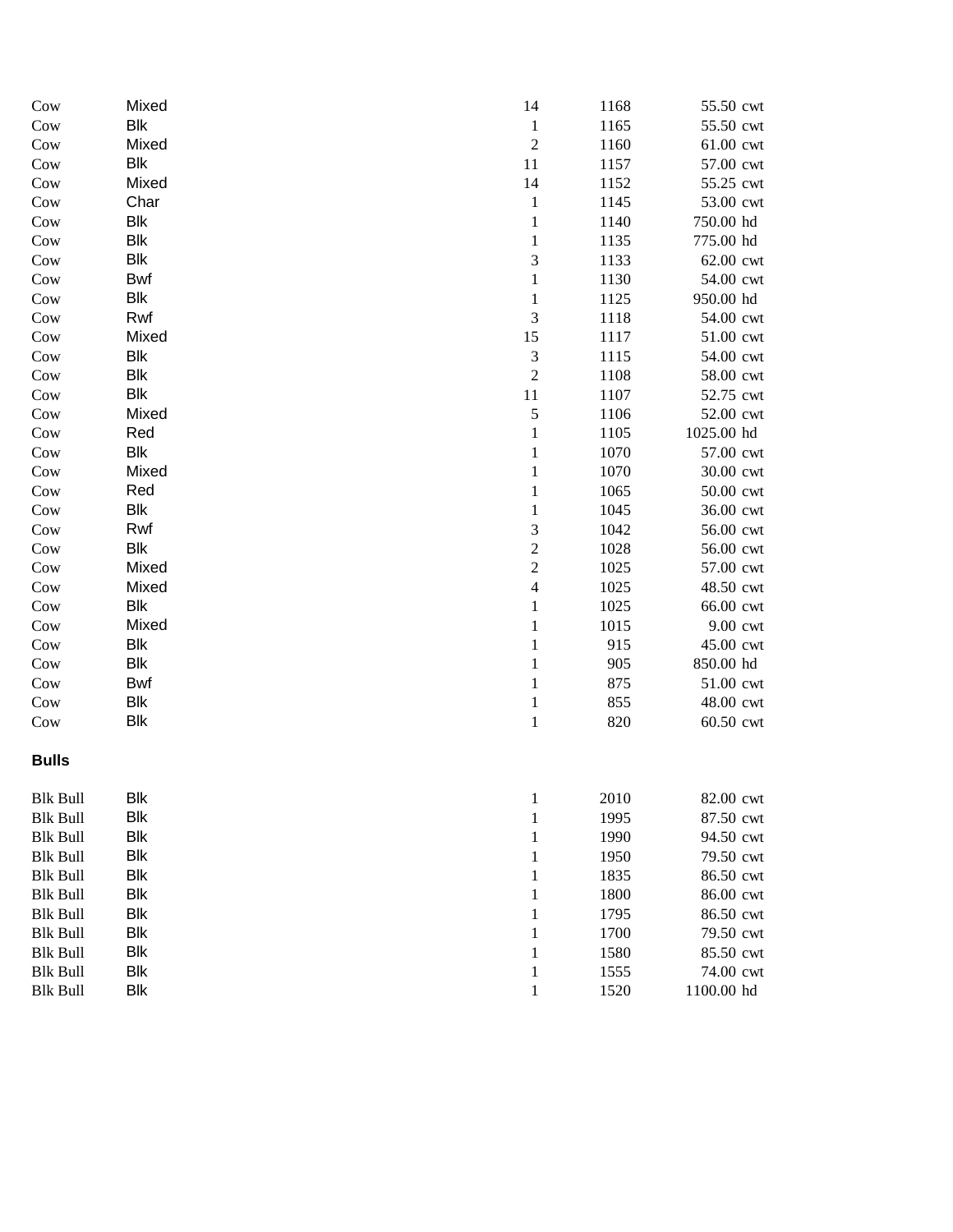| | | | | | |
|---|---|---|---|---|---|
| Cow | Mixed | 14 | 1168 | 55.50 | cwt |
| Cow | Blk | 1 | 1165 | 55.50 | cwt |
| Cow | Mixed | 2 | 1160 | 61.00 | cwt |
| Cow | Blk | 11 | 1157 | 57.00 | cwt |
| Cow | Mixed | 14 | 1152 | 55.25 | cwt |
| Cow | Char | 1 | 1145 | 53.00 | cwt |
| Cow | Blk | 1 | 1140 | 750.00 | hd |
| Cow | Blk | 1 | 1135 | 775.00 | hd |
| Cow | Blk | 3 | 1133 | 62.00 | cwt |
| Cow | Bwf | 1 | 1130 | 54.00 | cwt |
| Cow | Blk | 1 | 1125 | 950.00 | hd |
| Cow | Rwf | 3 | 1118 | 54.00 | cwt |
| Cow | Mixed | 15 | 1117 | 51.00 | cwt |
| Cow | Blk | 3 | 1115 | 54.00 | cwt |
| Cow | Blk | 2 | 1108 | 58.00 | cwt |
| Cow | Blk | 11 | 1107 | 52.75 | cwt |
| Cow | Mixed | 5 | 1106 | 52.00 | cwt |
| Cow | Red | 1 | 1105 | 1025.00 | hd |
| Cow | Blk | 1 | 1070 | 57.00 | cwt |
| Cow | Mixed | 1 | 1070 | 30.00 | cwt |
| Cow | Red | 1 | 1065 | 50.00 | cwt |
| Cow | Blk | 1 | 1045 | 36.00 | cwt |
| Cow | Rwf | 3 | 1042 | 56.00 | cwt |
| Cow | Blk | 2 | 1028 | 56.00 | cwt |
| Cow | Mixed | 2 | 1025 | 57.00 | cwt |
| Cow | Mixed | 4 | 1025 | 48.50 | cwt |
| Cow | Blk | 1 | 1025 | 66.00 | cwt |
| Cow | Mixed | 1 | 1015 | 9.00 | cwt |
| Cow | Blk | 1 | 915 | 45.00 | cwt |
| Cow | Blk | 1 | 905 | 850.00 | hd |
| Cow | Bwf | 1 | 875 | 51.00 | cwt |
| Cow | Blk | 1 | 855 | 48.00 | cwt |
| Cow | Blk | 1 | 820 | 60.50 | cwt |

**Bulls**

| | | | | | |
|---|---|---|---|---|---|
| Blk Bull | Blk | 1 | 2010 | 82.00 | cwt |
| Blk Bull | Blk | 1 | 1995 | 87.50 | cwt |
| Blk Bull | Blk | 1 | 1990 | 94.50 | cwt |
| Blk Bull | Blk | 1 | 1950 | 79.50 | cwt |
| Blk Bull | Blk | 1 | 1835 | 86.50 | cwt |
| Blk Bull | Blk | 1 | 1800 | 86.00 | cwt |
| Blk Bull | Blk | 1 | 1795 | 86.50 | cwt |
| Blk Bull | Blk | 1 | 1700 | 79.50 | cwt |
| Blk Bull | Blk | 1 | 1580 | 85.50 | cwt |
| Blk Bull | Blk | 1 | 1555 | 74.00 | cwt |
| Blk Bull | Blk | 1 | 1520 | 1100.00 | hd |